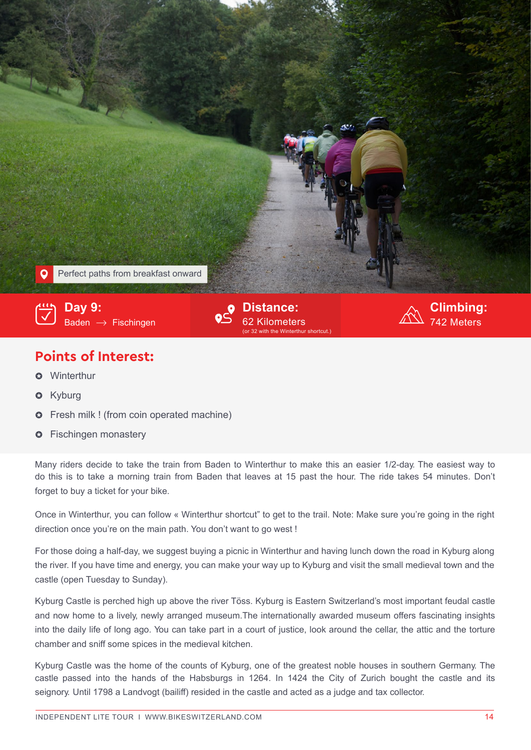Perfect paths from breakfast onward

**Day 9:**
Baden → Fischingen

**Distance:**
62 Kilometers
(or 32 with the Winterthur shortcut.)

**Climbing:**
742 Meters

## Points of Interest:

- Winterthur
- Kyburg
- Fresh milk ! (from coin operated machine)
- Fischingen monastery

Many riders decide to take the train from Baden to Winterthur to make this an easier 1/2-day. The easiest way to do this is to take a morning train from Baden that leaves at 15 past the hour. The ride takes 54 minutes. Don't forget to buy a ticket for your bike.

Once in Winterthur, you can follow « Winterthur shortcut" to get to the trail. Note: Make sure you're going in the right direction once you're on the main path. You don't want to go west !

For those doing a half-day, we suggest buying a picnic in Winterthur and having lunch down the road in Kyburg along the river. If you have time and energy, you can make your way up to Kyburg and visit the small medieval town and the castle (open Tuesday to Sunday).

Kyburg Castle is perched high up above the river Töss. Kyburg is Eastern Switzerland's most important feudal castle and now home to a lively, newly arranged museum.The internationally awarded museum offers fascinating insights into the daily life of long ago. You can take part in a court of justice, look around the cellar, the attic and the torture chamber and sniff some spices in the medieval kitchen.

Kyburg Castle was the home of the counts of Kyburg, one of the greatest noble houses in southern Germany. The castle passed into the hands of the Habsburgs in 1264. In 1424 the City of Zurich bought the castle and its seignory. Until 1798 a Landvogt (bailiff) resided in the castle and acted as a judge and tax collector.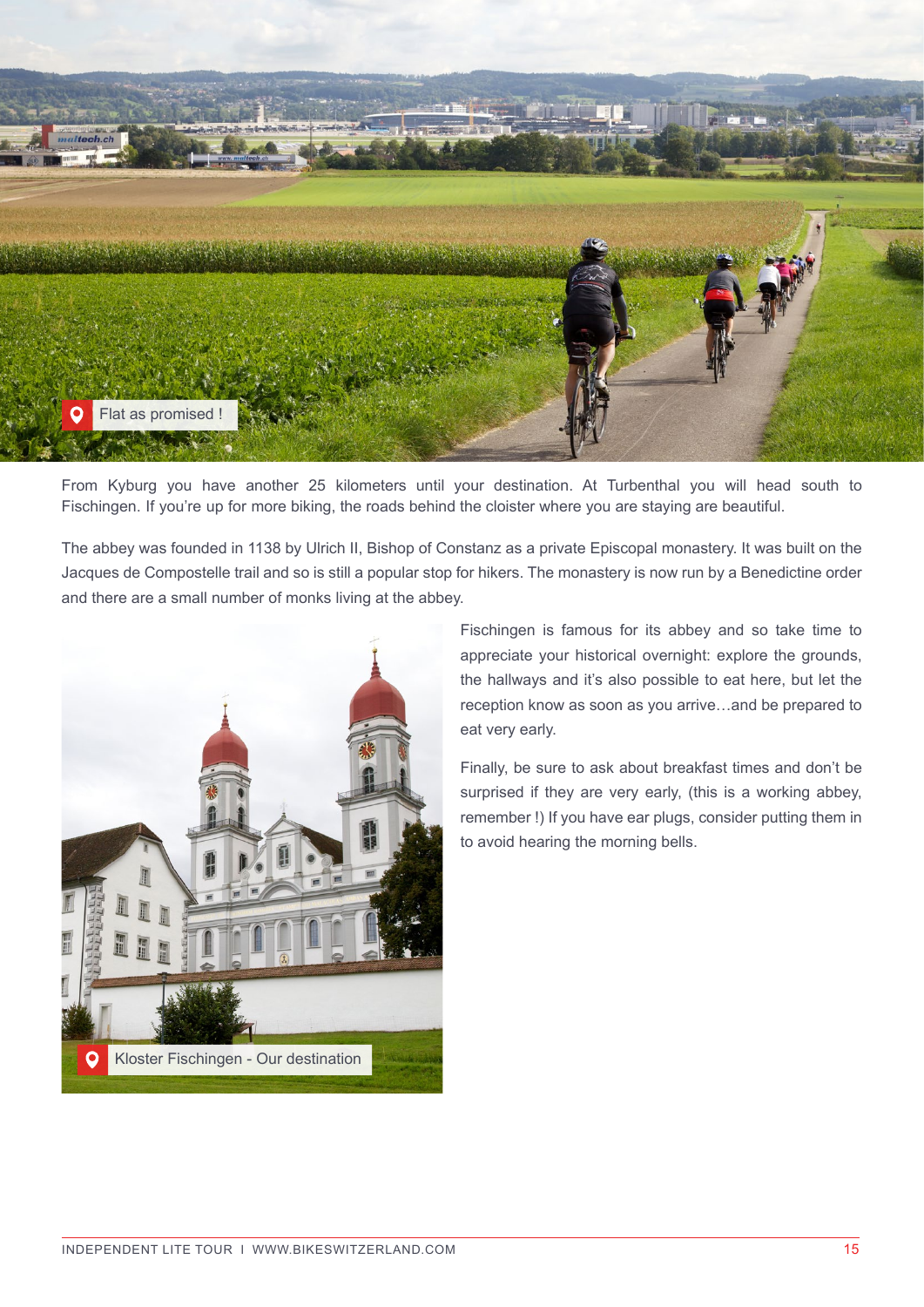Flat as promised !

From Kyburg you have another 25 kilometers until your destination. At Turbenthal you will head south to Fischingen. If you're up for more biking, the roads behind the cloister where you are staying are beautiful.

The abbey was founded in 1138 by Ulrich II, Bishop of Constanz as a private Episcopal monastery. It was built on the Jacques de Compostelle trail and so is still a popular stop for hikers. The monastery is now run by a Benedictine order and there are a small number of monks living at the abbey.

Kloster Fischingen - Our destination

Fischingen is famous for its abbey and so take time to appreciate your historical overnight: explore the grounds, the hallways and it's also possible to eat here, but let the reception know as soon as you arrive…and be prepared to eat very early.

Finally, be sure to ask about breakfast times and don't be surprised if they are very early, (this is a working abbey, remember !) If you have ear plugs, consider putting them in to avoid hearing the morning bells.